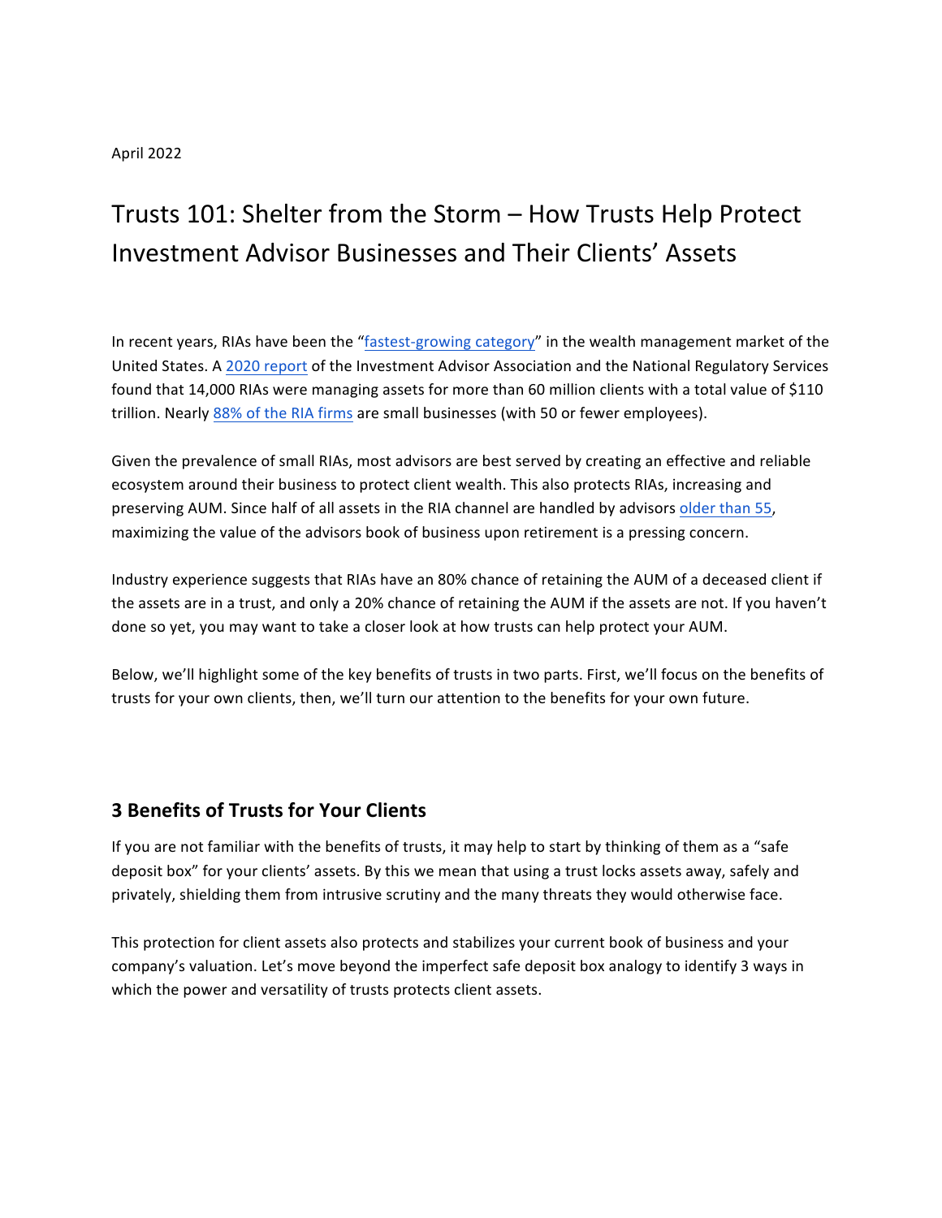April 2022

# Trusts 101: Shelter from the Storm – How Trusts Help Protect Investment Advisor Businesses and Their Clients' Assets

In recent years, RIAs have been the "fastest-growing category" in the wealth management market of the United States. A 2020 report of the Investment Advisor Association and the National Regulatory Services found that 14,000 RIAs were managing assets for more than 60 million clients with a total value of $110 trillion. Nearly 88% of the RIA firms are small businesses (with 50 or fewer employees).

Given the prevalence of small RIAs, most advisors are best served by creating an effective and reliable ecosystem around their business to protect client wealth. This also protects RIAs, increasing and preserving AUM. Since half of all assets in the RIA channel are handled by advisors older than 55, maximizing the value of the advisors book of business upon retirement is a pressing concern.

Industry experience suggests that RIAs have an 80% chance of retaining the AUM of a deceased client if the assets are in a trust, and only a 20% chance of retaining the AUM if the assets are not. If you haven't done so yet, you may want to take a closer look at how trusts can help protect your AUM.

Below, we'll highlight some of the key benefits of trusts in two parts. First, we'll focus on the benefits of trusts for your own clients, then, we'll turn our attention to the benefits for your own future.

## 3 Benefits of Trusts for Your Clients

If you are not familiar with the benefits of trusts, it may help to start by thinking of them as a "safe deposit box" for your clients' assets. By this we mean that using a trust locks assets away, safely and privately, shielding them from intrusive scrutiny and the many threats they would otherwise face.

This protection for client assets also protects and stabilizes your current book of business and your company's valuation. Let's move beyond the imperfect safe deposit box analogy to identify 3 ways in which the power and versatility of trusts protects client assets.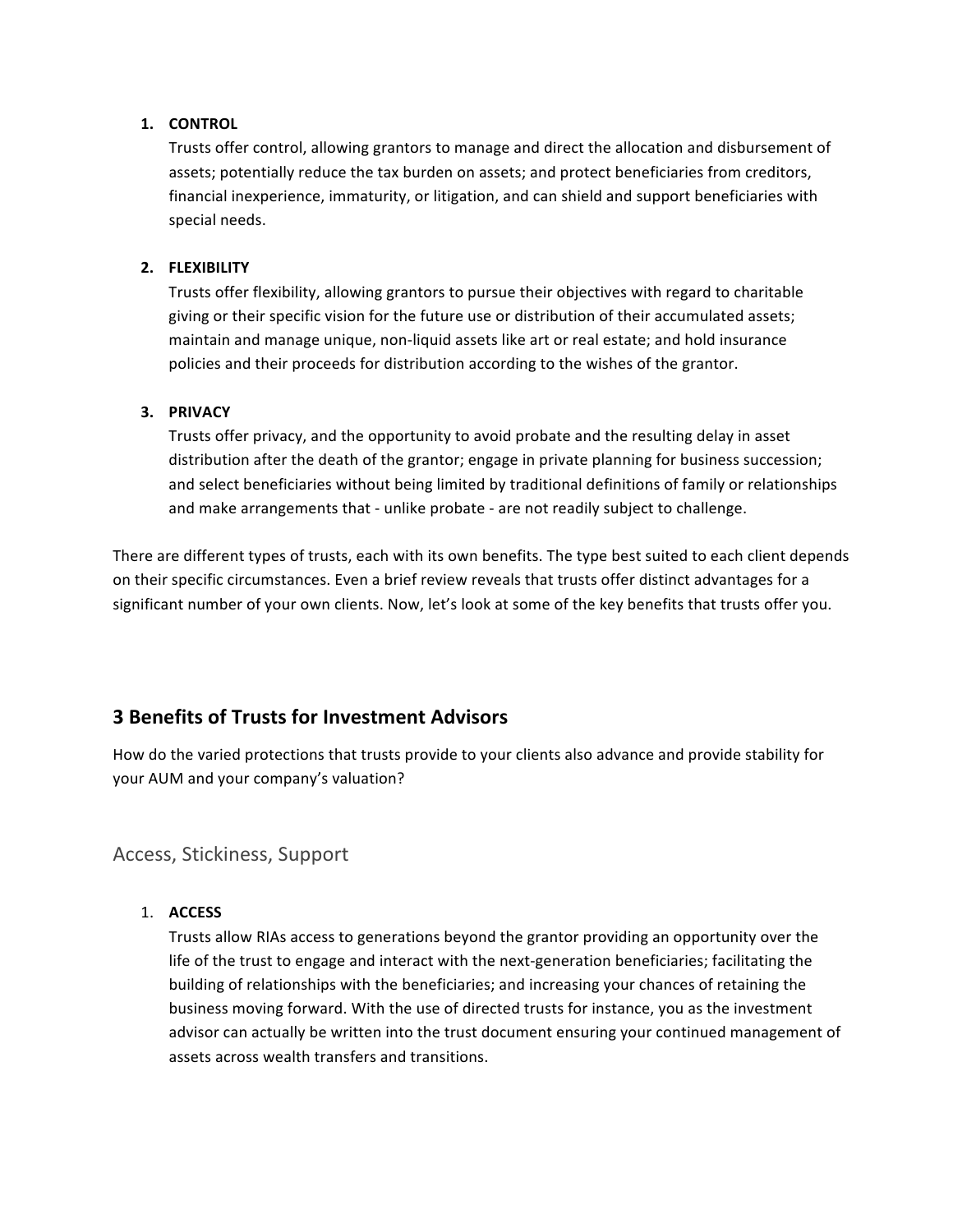1. **CONTROL**
   Trusts offer control, allowing grantors to manage and direct the allocation and disbursement of assets; potentially reduce the tax burden on assets; and protect beneficiaries from creditors, financial inexperience, immaturity, or litigation, and can shield and support beneficiaries with special needs.

2. **FLEXIBILITY**
   Trusts offer flexibility, allowing grantors to pursue their objectives with regard to charitable giving or their specific vision for the future use or distribution of their accumulated assets; maintain and manage unique, non-liquid assets like art or real estate; and hold insurance policies and their proceeds for distribution according to the wishes of the grantor.

3. **PRIVACY**
   Trusts offer privacy, and the opportunity to avoid probate and the resulting delay in asset distribution after the death of the grantor; engage in private planning for business succession; and select beneficiaries without being limited by traditional definitions of family or relationships and make arrangements that - unlike probate - are not readily subject to challenge.

There are different types of trusts, each with its own benefits. The type best suited to each client depends on their specific circumstances. Even a brief review reveals that trusts offer distinct advantages for a significant number of your own clients. Now, let's look at some of the key benefits that trusts offer you.

## 3 Benefits of Trusts for Investment Advisors

How do the varied protections that trusts provide to your clients also advance and provide stability for your AUM and your company's valuation?

### Access, Stickiness, Support

1. **ACCESS**
   Trusts allow RIAs access to generations beyond the grantor providing an opportunity over the life of the trust to engage and interact with the next-generation beneficiaries; facilitating the building of relationships with the beneficiaries; and increasing your chances of retaining the business moving forward. With the use of directed trusts for instance, you as the investment advisor can actually be written into the trust document ensuring your continued management of assets across wealth transfers and transitions.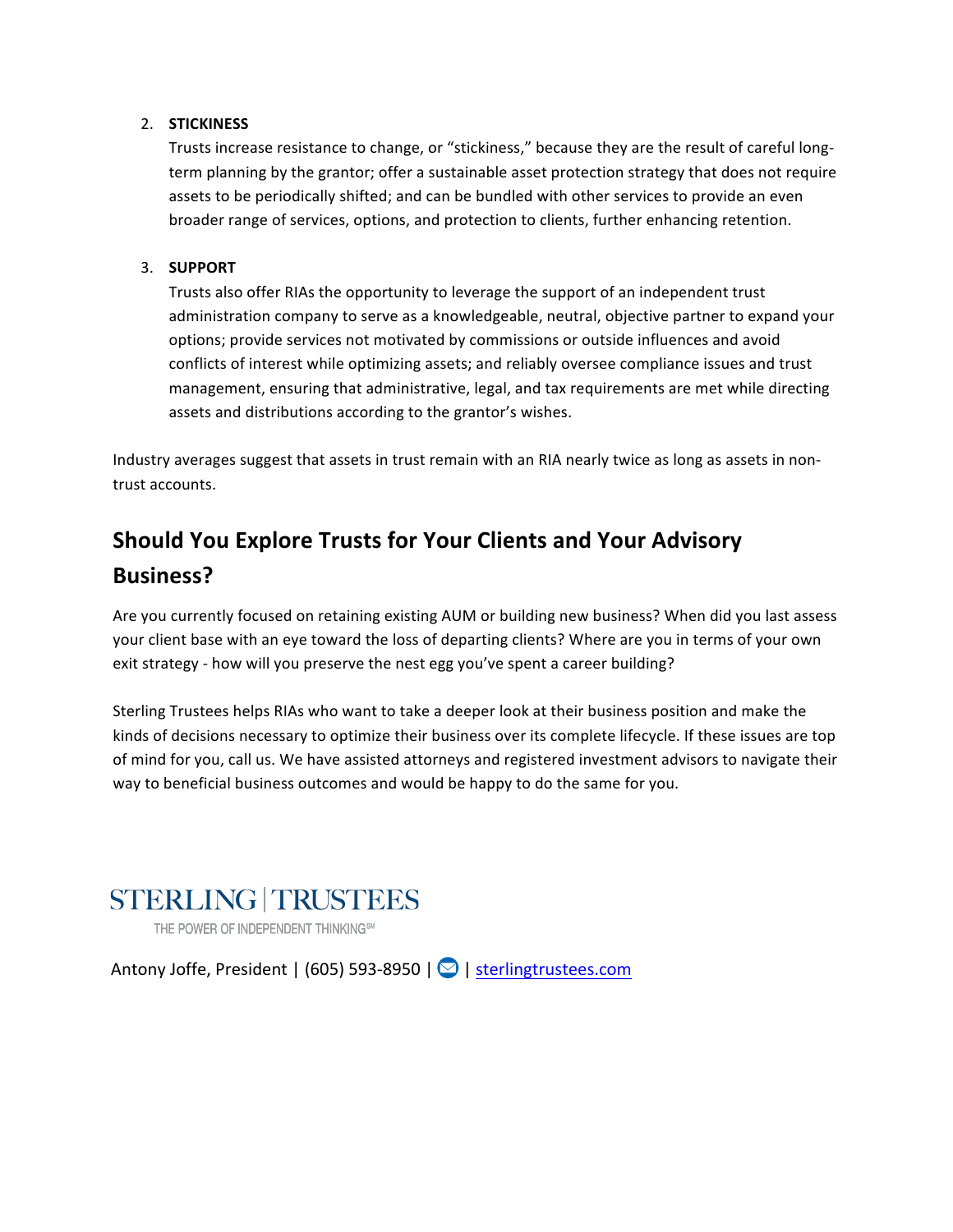2. **STICKINESS**
   Trusts increase resistance to change, or "stickiness," because they are the result of careful long-term planning by the grantor; offer a sustainable asset protection strategy that does not require assets to be periodically shifted; and can be bundled with other services to provide an even broader range of services, options, and protection to clients, further enhancing retention.

3. **SUPPORT**
   Trusts also offer RIAs the opportunity to leverage the support of an independent trust administration company to serve as a knowledgeable, neutral, objective partner to expand your options; provide services not motivated by commissions or outside influences and avoid conflicts of interest while optimizing assets; and reliably oversee compliance issues and trust management, ensuring that administrative, legal, and tax requirements are met while directing assets and distributions according to the grantor's wishes.

Industry averages suggest that assets in trust remain with an RIA nearly twice as long as assets in non-trust accounts.

## Should You Explore Trusts for Your Clients and Your Advisory Business?

Are you currently focused on retaining existing AUM or building new business? When did you last assess your client base with an eye toward the loss of departing clients? Where are you in terms of your own exit strategy - how will you preserve the nest egg you've spent a career building?

Sterling Trustees helps RIAs who want to take a deeper look at their business position and make the kinds of decisions necessary to optimize their business over its complete lifecycle. If these issues are top of mind for you, call us. We have assisted attorneys and registered investment advisors to navigate their way to beneficial business outcomes and would be happy to do the same for you.

STERLING | TRUSTEES

THE POWER OF INDEPENDENT THINKING℠

Antony Joffe, President | (605) 593-8950 | | sterlingtrustees.com